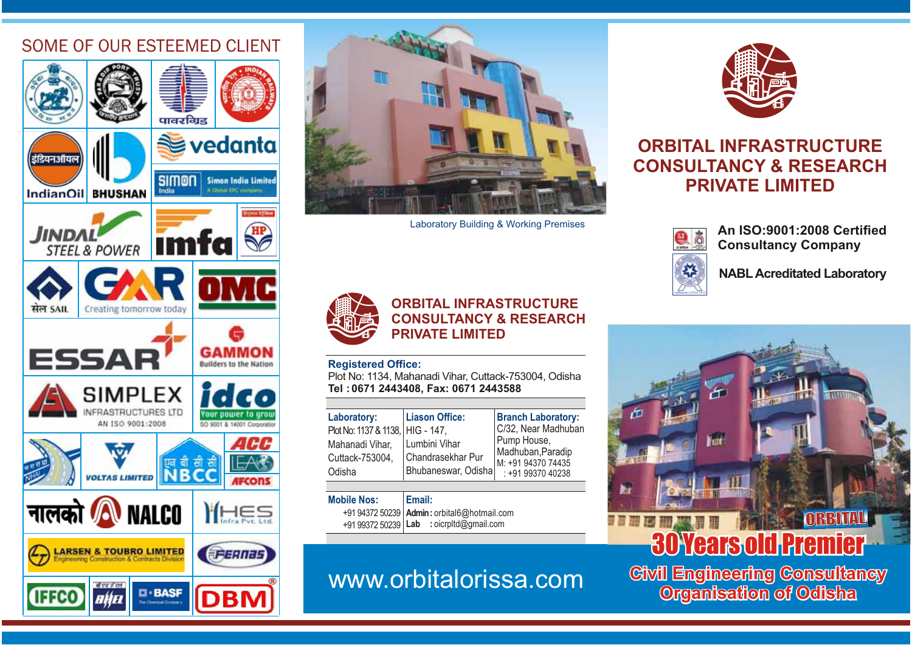## SOME OF OUR ESTEEMED CLIENT

Laboratory Building & Working Premises

# ORBITAL INFRASTRUCTURE CONSULTANCY & RESEARCH PRIVATE LIMITED

**An ISO:9001:2008 Certified Consultancy Company**

**NABL Acreditated Laboratory**

## ORBITAL INFRASTRUCTURE CONSULTANCY & RESEARCH PRIVATE LIMITED

**Registered Office:**
Plot No: 1134, Mahanadi Vihar, Cuttack-753004, Odisha
**Tel : 0671 2443408, Fax: 0671 2443588**

| Laboratory: | Liason Office: | Branch Laboratory: |
|---|---|---|
| Plot No: 1137 & 1138, Mahanadi Vihar, Cuttack-753004, Odisha | HIG - 147, Lumbini Vihar Chandrasekhar Pur Bhubaneswar, Odisha | C/32, Near Madhuban Pump House, Madhuban,Paradip M: +91 94370 74435 : +91 99370 40238 |

| Mobile Nos: | Email: |
|---|---|
| +91 94372 50239 | **Admin :** orbital6@hotmail.com |
| +91 99372 50239 | **Lab :** oicrpltd@gmail.com |

www.orbitalorissa.com

ORBITAL

**30 Years old Premier**

**Civil Engineering Consultancy Organisation of Odisha**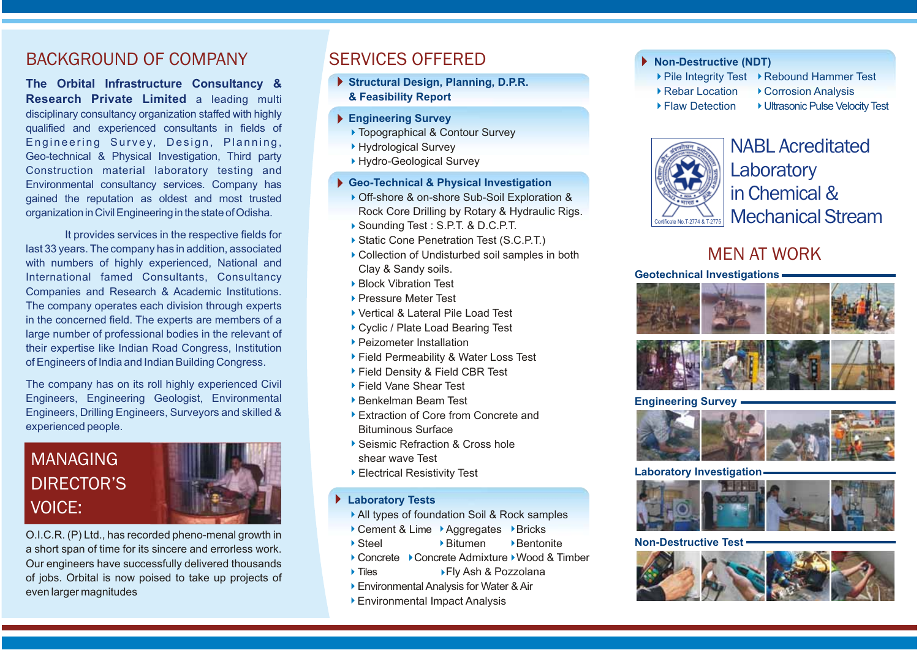## BACKGROUND OF COMPANY

**The Orbital Infrastructure Consultancy & Research Private Limited** a leading multi disciplinary consultancy organization staffed with highly qualified and experienced consultants in fields of Engineering Survey, Design, Planning, Geo-technical & Physical Investigation, Third party Construction material laboratory testing and Environmental consultancy services. Company has gained the reputation as oldest and most trusted organization in Civil Engineering in the state of Odisha.

It provides services in the respective fields for last 33 years. The company has in addition, associated with numbers of highly experienced, National and International famed Consultants, Consultancy Companies and Research & Academic Institutions. The company operates each division through experts in the concerned field. The experts are members of a large number of professional bodies in the relevant of their expertise like Indian Road Congress, Institution of Engineers of India and Indian Building Congress.

The company has on its roll highly experienced Civil Engineers, Engineering Geologist, Environmental Engineers, Drilling Engineers, Surveyors and skilled & experienced people.

## MANAGING DIRECTOR'S VOICE:

O.I.C.R. (P) Ltd., has recorded pheno-menal growth in a short span of time for its sincere and errorless work. Our engineers have successfully delivered thousands of jobs. Orbital is now poised to take up projects of even larger magnitudes

## SERVICES OFFERED

### Structural Design, Planning, D.P.R. & Feasibility Report

### Engineering Survey

- Topographical & Contour Survey
- Hydrological Survey
- Hydro-Geological Survey

### Geo-Technical & Physical Investigation

- Off-shore & on-shore Sub-Soil Exploration & Rock Core Drilling by Rotary & Hydraulic Rigs.
- Sounding Test : S.P.T. & D.C.P.T.
- Static Cone Penetration Test (S.C.P.T.)
- Collection of Undisturbed soil samples in both Clay & Sandy soils.
- Block Vibration Test
- Pressure Meter Test
- Vertical & Lateral Pile Load Test
- Cyclic / Plate Load Bearing Test
- Peizometer Installation
- Field Permeability & Water Loss Test
- Field Density & Field CBR Test
- Field Vane Shear Test
- Benkelman Beam Test
- Extraction of Core from Concrete and Bituminous Surface
- Seismic Refraction & Cross hole shear wave Test
- Electrical Resistivity Test

### Laboratory Tests

- All types of foundation Soil & Rock samples
- Cement & Lime
- Aggregates
- Bricks
- Steel
- Bitumen
- Bentonite
- Concrete
- Concrete Admixture
- Wood & Timber
- Tiles
- Fly Ash & Pozzolana
- Environmental Analysis for Water & Air
- Environmental Impact Analysis

### Non-Destructive (NDT)

- Pile Integrity Test
- Rebound Hammer Test
- Rebar Location
- Corrosion Analysis
- Flaw Detection
- Ultrasonic Pulse Velocity Test

Certificate No.T-2774 & T-2775

**NABL Acredited Laboratory in Chemical & Mechanical Stream**

## MEN AT WORK

Geotechnical Investigations

Engineering Survey

Laboratory Investigation

Non-Destructive Test